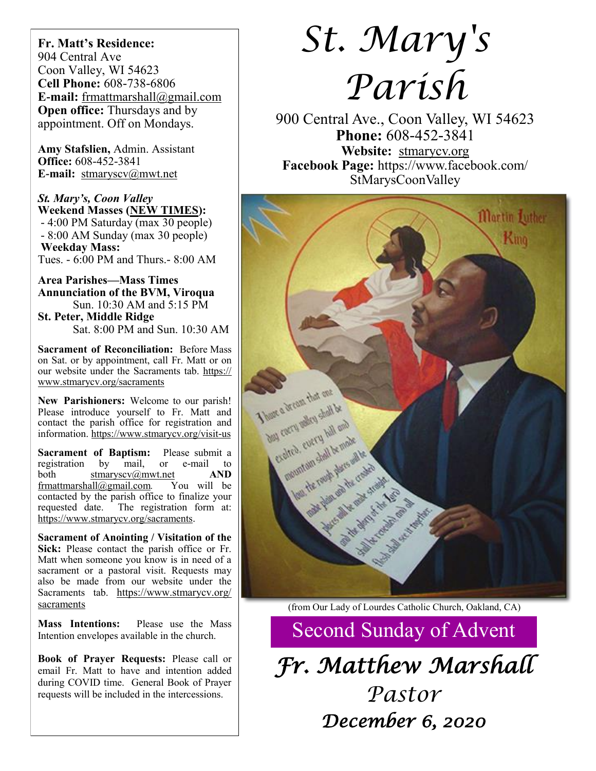# St. Mary's Parish

900 Central Ave., Coon Valley, WI 54623
**Phone:** 608-452-3841
**Website:** stmarycv.org
**Facebook Page:** https://www.facebook.com/StMarysCoonValley

(from Our Lady of Lourdes Catholic Church, Oakland, CA)

## Second Sunday of Advent

*Fr. Matthew Marshall*
*Pastor*
*December 6, 2020*

**Fr. Matt's Residence:**
904 Central Ave
Coon Valley, WI 54623
**Cell Phone:** 608-738-6806
**E-mail:** frmattmarshall@gmail.com
**Open office:** Thursdays and by appointment. Off on Mondays.

**Amy Stafslien,** Admin. Assistant
**Office:** 608-452-3841
**E-mail:** stmaryscv@mwt.net

***St. Mary's, Coon Valley***
**Weekend Masses (NEW TIMES):**
- 4:00 PM Saturday (max 30 people)
- 8:00 AM Sunday (max 30 people)

**Weekday Mass:**
Tues. - 6:00 PM and Thurs.- 8:00 AM

**Area Parishes—Mass Times**
**Annunciation of the BVM, Viroqua**
Sun. 10:30 AM and 5:15 PM
**St. Peter, Middle Ridge**
Sat. 8:00 PM and Sun. 10:30 AM

**Sacrament of Reconciliation:** Before Mass on Sat. or by appointment, call Fr. Matt or on our website under the Sacraments tab. https://www.stmarycv.org/sacraments

**New Parishioners:** Welcome to our parish! Please introduce yourself to Fr. Matt and contact the parish office for registration and information. https://www.stmarycv.org/visit-us

**Sacrament of Baptism:** Please submit a registration by mail, or e-mail to both stmaryscv@mwt.net **AND** frmattmarshall@gmail.com. You will be contacted by the parish office to finalize your requested date. The registration form at: https://www.stmarycv.org/sacraments.

**Sacrament of Anointing / Visitation of the Sick:** Please contact the parish office or Fr. Matt when someone you know is in need of a sacrament or a pastoral visit. Requests may also be made from our website under the Sacraments tab. https://www.stmarycv.org/sacraments

**Mass Intentions:** Please use the Mass Intention envelopes available in the church.

**Book of Prayer Requests:** Please call or email Fr. Matt to have and intention added during COVID time. General Book of Prayer requests will be included in the intercessions.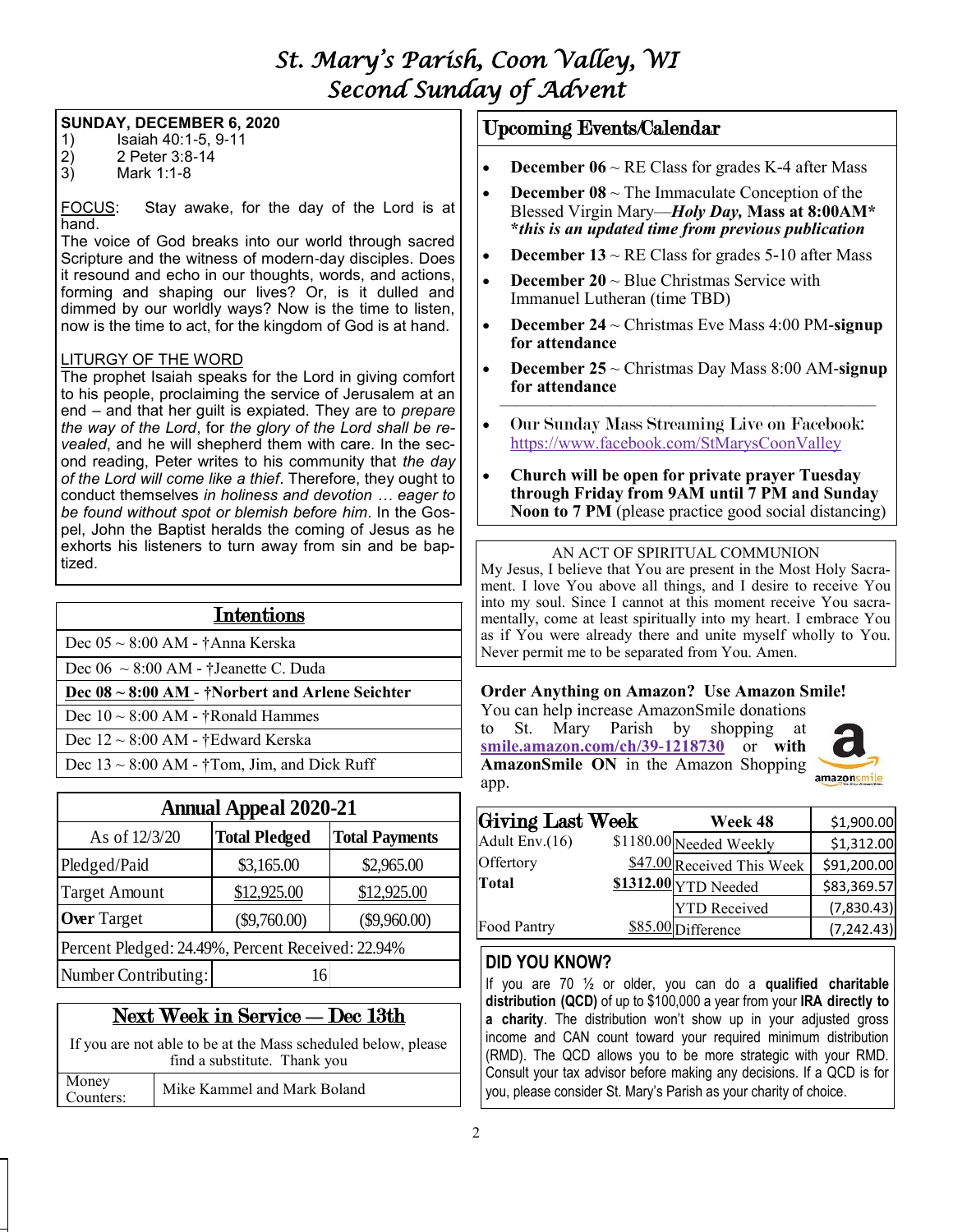# St. Mary's Parish, Coon Valley, WI
## Second Sunday of Advent

**SUNDAY, DECEMBER 6, 2020**

1) Isaiah 40:1-5, 9-11
2) 2 Peter 3:8-14
3) Mark 1:1-8

FOCUS: Stay awake, for the day of the Lord is at hand.

The voice of God breaks into our world through sacred Scripture and the witness of modern-day disciples. Does it resound and echo in our thoughts, words, and actions, forming and shaping our lives? Or, is it dulled and dimmed by our worldly ways? Now is the time to listen, now is the time to act, for the kingdom of God is at hand.

LITURGY OF THE WORD

The prophet Isaiah speaks for the Lord in giving comfort to his people, proclaiming the service of Jerusalem at an end – and that her guilt is expiated. They are to *prepare the way of the Lord*, for *the glory of the Lord shall be revealed*, and he will shepherd them with care. In the second reading, Peter writes to his community that *the day of the Lord will come like a thief*. Therefore, they ought to conduct themselves *in holiness and devotion … eager to be found without spot or blemish before him*. In the Gospel, John the Baptist heralds the coming of Jesus as he exhorts his listeners to turn away from sin and be baptized.

## Intentions

| Intentions |
|---|
| Dec 05 ~ 8:00 AM - †Anna Kerska |
| Dec 06 ~ 8:00 AM - †Jeanette C. Duda |
| **Dec 08 ~ 8:00 AM - †Norbert and Arlene Seichter** |
| Dec 10 ~ 8:00 AM - †Ronald Hammes |
| Dec 12 ~ 8:00 AM - †Edward Kerska |
| Dec 13 ~ 8:00 AM - †Tom, Jim, and Dick Ruff |

## Annual Appeal 2020-21

| As of 12/3/20 | Total Pledged | Total Payments |
|---|---|---|
| Pledged/Paid | $3,165.00 | $2,965.00 |
| Target Amount | $12,925.00 | $12,925.00 |
| **Over** Target | ($9,760.00) | ($9,960.00) |
| Percent Pledged: 24.49%, Percent Received: 22.94% | | |
| Number Contributing: | 16 | |

## Next Week in Service — Dec 13th

If you are not able to be at the Mass scheduled below, please find a substitute. Thank you

| Money Counters: | Mike Kammel and Mark Boland |
|---|---|

## Upcoming Events/Calendar

- **December 06** ~ RE Class for grades K-4 after Mass
- **December 08** ~ The Immaculate Conception of the Blessed Virgin Mary—***Holy Day,*** **Mass at 8:00AM\***
  ***\*this is an updated time from previous publication***
- **December 13** ~ RE Class for grades 5-10 after Mass
- **December 20** ~ Blue Christmas Service with Immanuel Lutheran (time TBD)
- **December 24** ~ Christmas Eve Mass 4:00 PM-**signup for attendance**
- **December 25** ~ Christmas Day Mass 8:00 AM-**signup for attendance**

---

- Our Sunday Mass Streaming Live on Facebook: https://www.facebook.com/StMarysCoonValley
- **Church will be open for private prayer Tuesday through Friday from 9AM until 7 PM and Sunday Noon to 7 PM** (please practice good social distancing)

AN ACT OF SPIRITUAL COMMUNION

My Jesus, I believe that You are present in the Most Holy Sacrament. I love You above all things, and I desire to receive You into my soul. Since I cannot at this moment receive You sacramentally, come at least spiritually into my heart. I embrace You as if You were already there and unite myself wholly to You. Never permit me to be separated from You. Amen.

**Order Anything on Amazon? Use Amazon Smile!**

You can help increase AmazonSmile donations to St. Mary Parish by shopping at **smile.amazon.com/ch/39-1218730** or **with AmazonSmile ON** in the Amazon Shopping app.

## Giving Last Week

| Giving Last Week | | Week 48 | |
|---|---|---|---|
| Adult Env.(16) | $1180.00 | Needed Weekly | $1,900.00 |
| Offertory | $47.00 | Received This Week | $1,312.00 |
| **Total** | **$1312.00** | YTD Needed | $91,200.00 |
| | | YTD Received | $83,369.57 |
| | | Difference | (7,830.43) |
| Food Pantry | $85.00 | | (7,242.43) |

## DID YOU KNOW?

If you are 70 ½ or older, you can do a **qualified charitable distribution (QCD)** of up to $100,000 a year from your **IRA directly to a charity**. The distribution won't show up in your adjusted gross income and CAN count toward your required minimum distribution (RMD). The QCD allows you to be more strategic with your RMD. Consult your tax advisor before making any decisions. If a QCD is for you, please consider St. Mary's Parish as your charity of choice.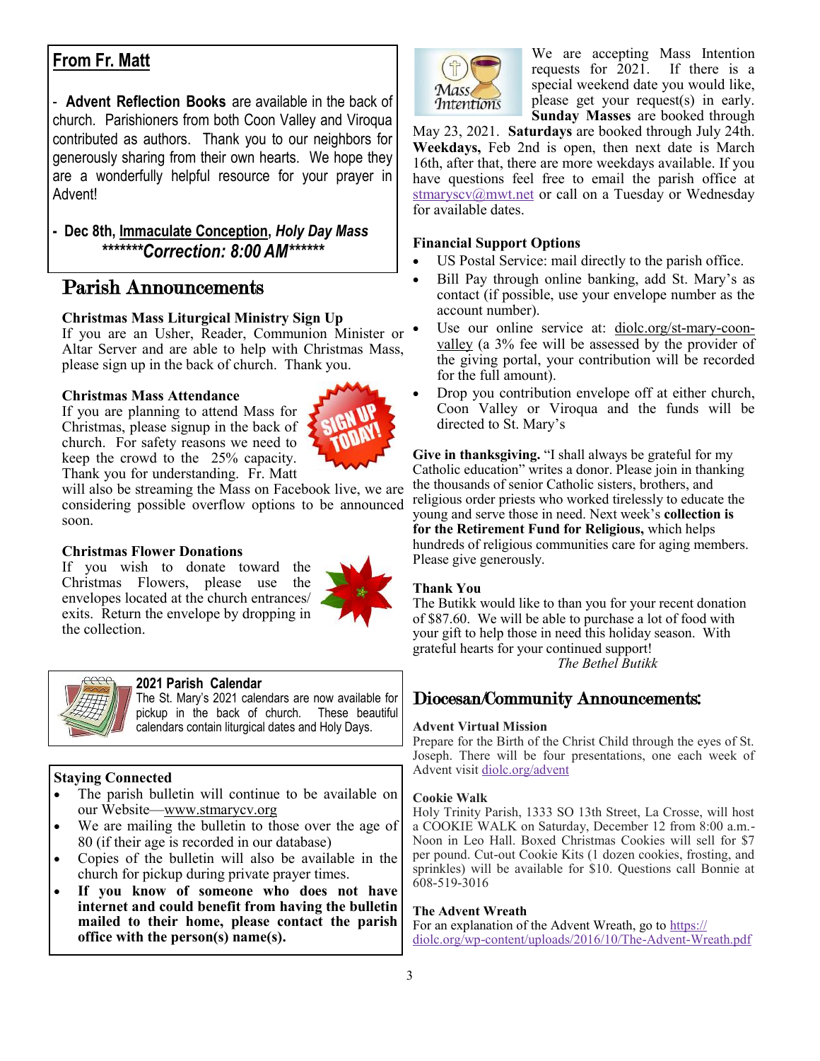## From Fr. Matt

- **Advent Reflection Books** are available in the back of church. Parishioners from both Coon Valley and Viroqua contributed as authors. Thank you to our neighbors for generously sharing from their own hearts. We hope they are a wonderfully helpful resource for your prayer in Advent!

- **Dec 8th, Immaculate Conception, *Holy Day Mass***
  ***\*\*\*\*\*\*\*Correction: 8:00 AM\*\*\*\*\*\****

## Parish Announcements

**Christmas Mass Liturgical Ministry Sign Up**

If you are an Usher, Reader, Communion Minister or Altar Server and are able to help with Christmas Mass, please sign up in the back of church. Thank you.

**Christmas Mass Attendance**

If you are planning to attend Mass for Christmas, please signup in the back of church. For safety reasons we need to keep the crowd to the 25% capacity. Thank you for understanding. Fr. Matt will also be streaming the Mass on Facebook live, we are considering possible overflow options to be announced soon.

**Christmas Flower Donations**

If you wish to donate toward the Christmas Flowers, please use the envelopes located at the church entrances/ exits. Return the envelope by dropping in the collection.

**2021 Parish Calendar**

The St. Mary's 2021 calendars are now available for pickup in the back of church. These beautiful calendars contain liturgical dates and Holy Days.

**Staying Connected**

- The parish bulletin will continue to be available on our Website—www.stmarycv.org
- We are mailing the bulletin to those over the age of 80 (if their age is recorded in our database)
- Copies of the bulletin will also be available in the church for pickup during private prayer times.
- **If you know of someone who does not have internet and could benefit from having the bulletin mailed to their home, please contact the parish office with the person(s) name(s).**

**Mass Intentions**

We are accepting Mass Intention requests for 2021. If there is a special weekend date you would like, please get your request(s) in early. **Sunday Masses** are booked through May 23, 2021. **Saturdays** are booked through July 24th. **Weekdays,** Feb 2nd is open, then next date is March 16th, after that, there are more weekdays available. If you have questions feel free to email the parish office at stmaryscv@mwt.net or call on a Tuesday or Wednesday for available dates.

**Financial Support Options**

- US Postal Service: mail directly to the parish office.
- Bill Pay through online banking, add St. Mary's as contact (if possible, use your envelope number as the account number).
- Use our online service at: diolc.org/st-mary-coon-valley (a 3% fee will be assessed by the provider of the giving portal, your contribution will be recorded for the full amount).
- Drop you contribution envelope off at either church, Coon Valley or Viroqua and the funds will be directed to St. Mary's

**Give in thanksgiving.** "I shall always be grateful for my Catholic education" writes a donor. Please join in thanking the thousands of senior Catholic sisters, brothers, and religious order priests who worked tirelessly to educate the young and serve those in need. Next week's **collection is for the Retirement Fund for Religious,** which helps hundreds of religious communities care for aging members. Please give generously.

**Thank You**

The Butikk would like to than you for your recent donation of $87.60. We will be able to purchase a lot of food with your gift to help those in need this holiday season. With grateful hearts for your continued support!

*The Bethel Butikk*

## Diocesan/Community Announcements:

**Advent Virtual Mission**

Prepare for the Birth of the Christ Child through the eyes of St. Joseph. There will be four presentations, one each week of Advent visit diolc.org/advent

**Cookie Walk**

Holy Trinity Parish, 1333 SO 13th Street, La Crosse, will host a COOKIE WALK on Saturday, December 12 from 8:00 a.m.-Noon in Leo Hall. Boxed Christmas Cookies will sell for $7 per pound. Cut-out Cookie Kits (1 dozen cookies, frosting, and sprinkles) will be available for $10. Questions call Bonnie at 608-519-3016

**The Advent Wreath**

For an explanation of the Advent Wreath, go to https://diolc.org/wp-content/uploads/2016/10/The-Advent-Wreath.pdf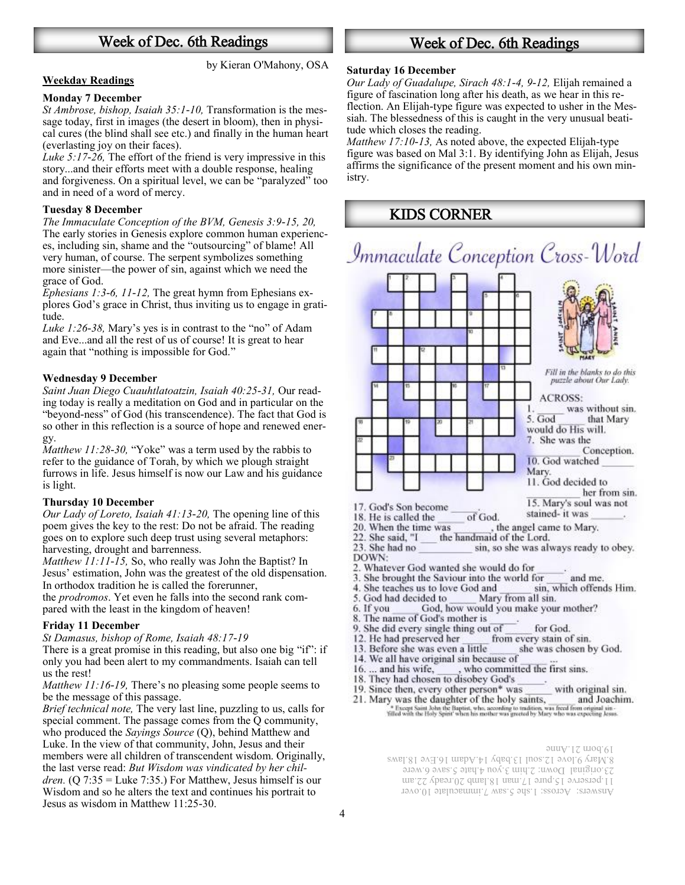## Week of Dec. 6th Readings

by Kieran O'Mahony, OSA

### Weekday Readings

**Monday 7 December**

*St Ambrose, bishop, Isaiah 35:1-10,* Transformation is the message today, first in images (the desert in bloom), then in physical cures (the blind shall see etc.) and finally in the human heart (everlasting joy on their faces).

*Luke 5:17-26,* The effort of the friend is very impressive in this story...and their efforts meet with a double response, healing and forgiveness. On a spiritual level, we can be "paralyzed" too and in need of a word of mercy.

**Tuesday 8 December**

*The Immaculate Conception of the BVM, Genesis 3:9-15, 20,* The early stories in Genesis explore common human experiences, including sin, shame and the "outsourcing" of blame! All very human, of course. The serpent symbolizes something more sinister—the power of sin, against which we need the grace of God.

*Ephesians 1:3-6, 11-12,* The great hymn from Ephesians explores God's grace in Christ, thus inviting us to engage in gratitude.

*Luke 1:26-38,* Mary's yes is in contrast to the "no" of Adam and Eve...and all the rest of us of course! It is great to hear again that "nothing is impossible for God."

**Wednesday 9 December**

*Saint Juan Diego Cuauhtlatoatzin, Isaiah 40:25-31,* Our reading today is really a meditation on God and in particular on the "beyond-ness" of God (his transcendence). The fact that God is so other in this reflection is a source of hope and renewed energy.

*Matthew 11:28-30,* "Yoke" was a term used by the rabbis to refer to the guidance of Torah, by which we plough straight furrows in life. Jesus himself is now our Law and his guidance is light.

**Thursday 10 December**

*Our Lady of Loreto, Isaiah 41:13-20,* The opening line of this poem gives the key to the rest: Do not be afraid. The reading goes on to explore such deep trust using several metaphors: harvesting, drought and barrenness.

*Matthew 11:11-15,* So, who really was John the Baptist? In Jesus' estimation, John was the greatest of the old dispensation. In orthodox tradition he is called the forerunner, the *prodromos*. Yet even he falls into the second rank compared with the least in the kingdom of heaven!

**Friday 11 December**

*St Damasus, bishop of Rome, Isaiah 48:17-19*

There is a great promise in this reading, but also one big "if": if only you had been alert to my commandments. Isaiah can tell us the rest!

*Matthew 11:16-19,* There's no pleasing some people seems to be the message of this passage.

*Brief technical note,* The very last line, puzzling to us, calls for special comment. The passage comes from the Q community, who produced the *Sayings Source* (Q), behind Matthew and Luke. In the view of that community, John, Jesus and their members were all children of transcendent wisdom. Originally, the last verse read: *But Wisdom was vindicated by her children.* (Q 7:35 = Luke 7:35.) For Matthew, Jesus himself is our Wisdom and so he alters the text and continues his portrait to Jesus as wisdom in Matthew 11:25-30.

## Week of Dec. 6th Readings

**Saturday 16 December**

*Our Lady of Guadalupe, Sirach 48:1-4, 9-12,* Elijah remained a figure of fascination long after his death, as we hear in this reflection. An Elijah-type figure was expected to usher in the Messiah. The blessedness of this is caught in the very unusual beatitude which closes the reading.

*Matthew 17:10-13,* As noted above, the expected Elijah-type figure was based on Mal 3:1. By identifying John as Elijah, Jesus affirms the significance of the present moment and his own ministry.

## KIDS CORNER

# Immaculate Conception Cross-Word

Fill in the blanks to do this puzzle about Our Lady.

ACROSS:
1. ______ was without sin.
5. God ______ that Mary would do His will.
7. She was the ______ Conception.
10. God watched ______ Mary.
11. God decided to ______ her from sin.
15. Mary's soul was not stained- it was ______.
17. God's Son become ______.
18. He is called the ______ of God.
20. When the time was ______, the angel came to Mary.
22. She said, "I ___ the handmaid of the Lord.
23. She had no ______ sin, so she was always ready to obey.

DOWN:
2. Whatever God wanted she would do for ______.
3. She brought the Saviour into the world for ____ and me.
4. She teaches us to love God and ______ sin, which offends Him.
5. God had decided to ______ Mary from all sin.
6. If you ______ God, how would you make your mother?
8. The name of God's mother is ______.
9. She did every single thing out of ______ for God.
12. He had preserved her ______ from every stain of sin.
13. Before she was even a little ______ she was chosen by God.
14. We all have original sin because of ______ ...
16. ... and his wife, ______, who committed the first sins.
18. They had chosen to disobey God's ______.
19. Since then, every other person* was ______ with original sin.
21. Mary was the daughter of the holy saints, ______ and Joachim.

\* Except Saint John the Baptist, who, according to tradition, was freed from original sin - 'filled with the Holy Spirit' when his mother was greeted by Mary who was expecting Jesus.

Answers: Across: 1.she 5.saw 7.immaculate 10.over 11.preserve 15.pure 17.man 18.lamb 20.ready 22.am 23.original Down: 2.him 3.you 4.hate 5.save 6.were 8.Mary 9.love 12.soul 13.baby 14.Adam 16.Eve 18.laws 19.born 21.Anne